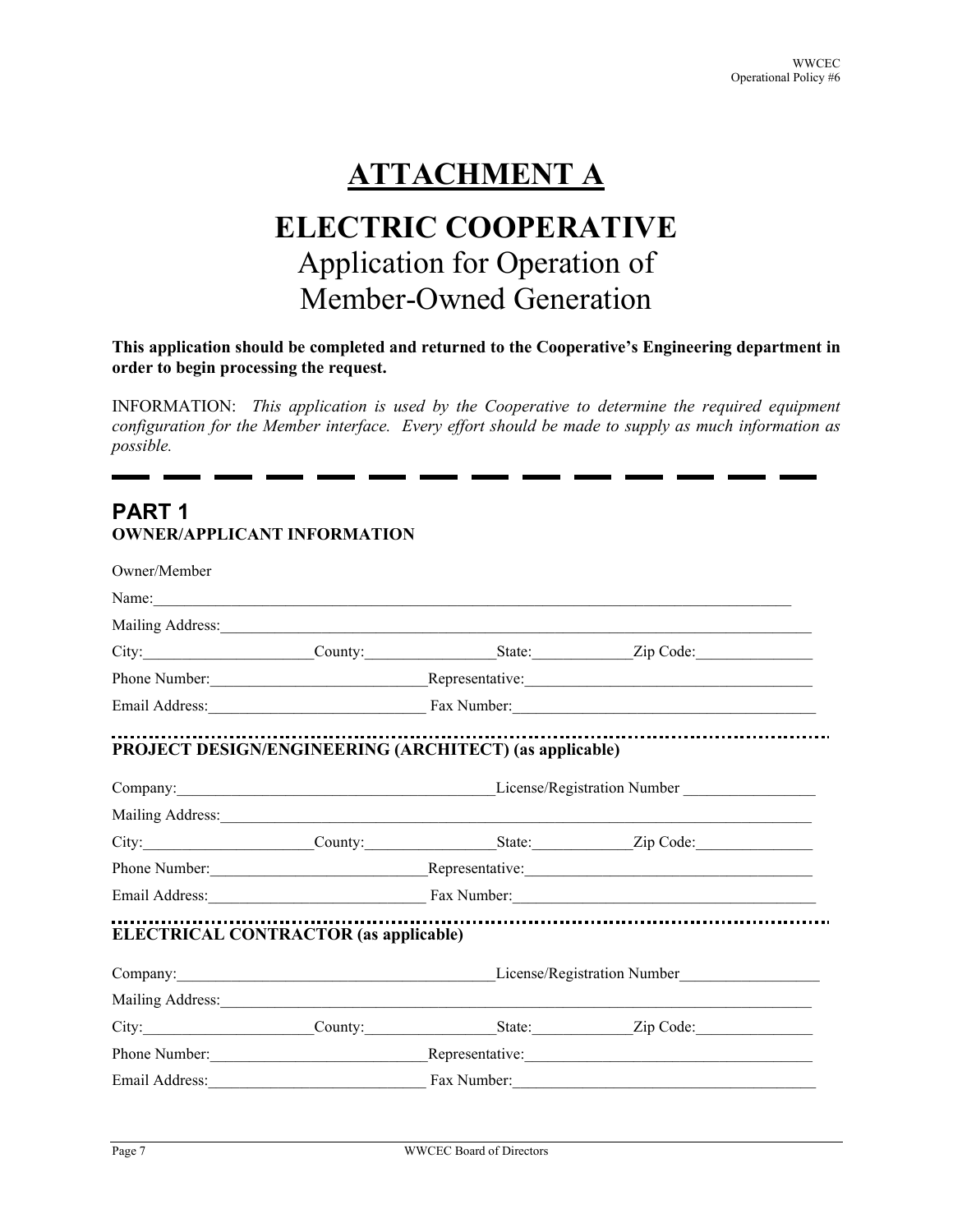# ATTACHMENT A

# ELECTRIC COOPERATIVE

## Application for Operation of Member-Owned Generation

**This application should be completed and returned to the Cooperative's Engineering department in order to begin processing the request.**

INFORMATION: *This application is used by the Cooperative to determine the required equipment configuration for the Member interface. Every effort should be made to supply as much information as possible.*

---

## PART 1

### OWNER/APPLICANT INFORMATION

Owner/Member

Name:_______________________________________________

Mailing Address:_______________________________________________

City:____________ County:____________ State:__________ Zip Code:____________

Phone Number:____________________ Representative:______________________________

Email Address:____________________ Fax Number:______________________________

### PROJECT DESIGN/ENGINEERING (ARCHITECT) (as applicable)

Company:______________________________ License/Registration Number ______________

Mailing Address:_______________________________________________

City:____________ County:____________ State:__________ Zip Code:____________

Phone Number:____________________ Representative:______________________________

Email Address:____________________ Fax Number:______________________________

### ELECTRICAL CONTRACTOR (as applicable)

Company:______________________________ License/Registration Number______________

Mailing Address:_______________________________________________

City:____________ County:____________ State:__________ Zip Code:____________

Phone Number:____________________ Representative:______________________________

Email Address:____________________ Fax Number:______________________________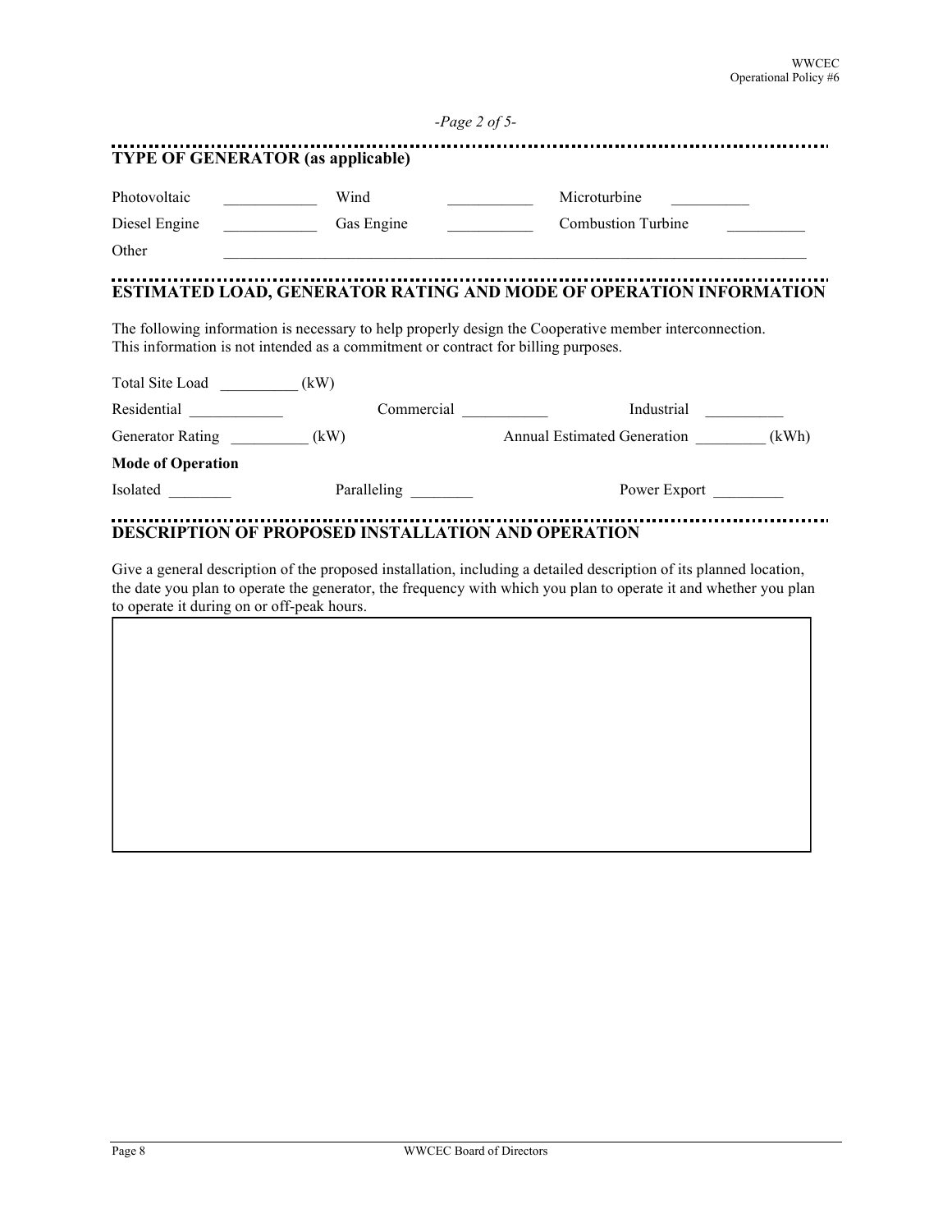## TYPE OF GENERATOR (as applicable)

Photovoltaic ____________ Wind ___________ Microturbine __________

Diesel Engine ____________ Gas Engine ___________ Combustion Turbine __________

Other ______________________________________________________________________________

## ESTIMATED LOAD, GENERATOR RATING AND MODE OF OPERATION INFORMATION

The following information is necessary to help properly design the Cooperative member interconnection. This information is not intended as a commitment or contract for billing purposes.

Total Site Load __________ (kW)

Residential ____________ Commercial ___________ Industrial __________

Generator Rating __________ (kW) Annual Estimated Generation _________ (kWh)

**Mode of Operation**

Isolated ________ Paralleling ________ Power Export _________

## DESCRIPTION OF PROPOSED INSTALLATION AND OPERATION

Give a general description of the proposed installation, including a detailed description of its planned location, the date you plan to operate the generator, the frequency with which you plan to operate it and whether you plan to operate it during on or off-peak hours.

| |
|---|
| |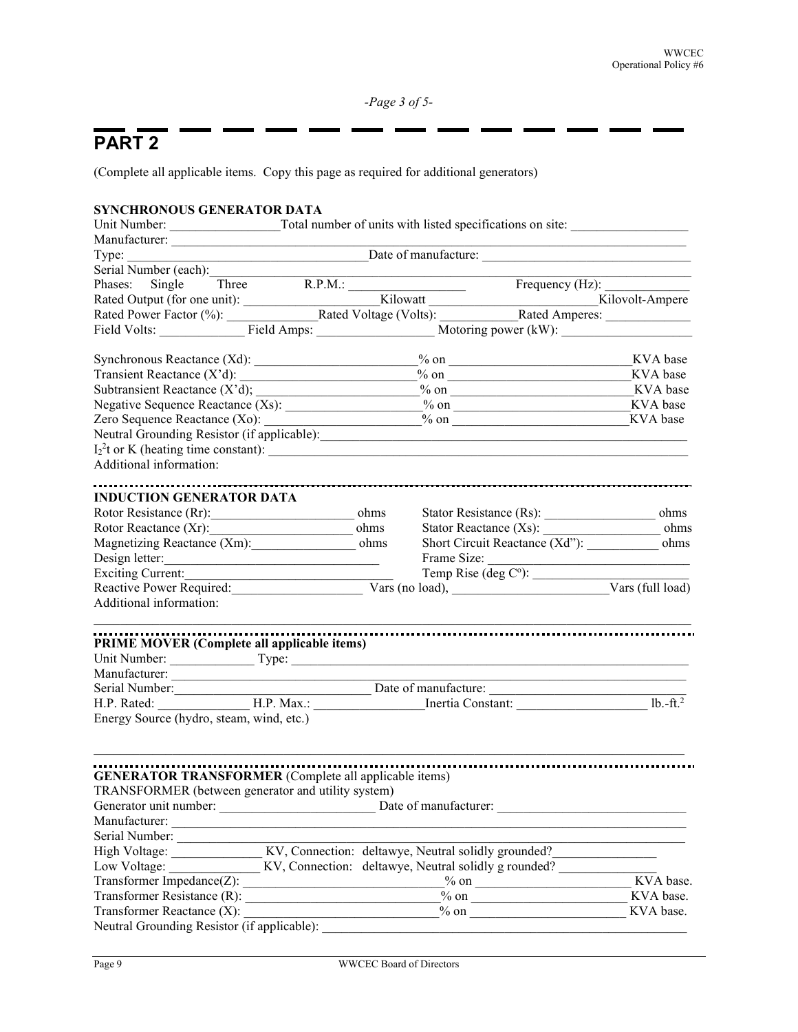## PART 2

(Complete all applicable items. Copy this page as required for additional generators)

**SYNCHRONOUS GENERATOR DATA**

Unit Number: ________________ Total number of units with listed specifications on site: ________________

Manufacturer: ________________________________________________________________

Type: ________________________________ Date of manufacture: ______________________________

Serial Number (each): ________________________________________________________________

Phases: Single Three R.P.M.: ________________ Frequency (Hz): ____________

Rated Output (for one unit): __________________ Kilowatt ________________________ Kilovolt-Ampere

Rated Power Factor (%): ____________ Rated Voltage (Volts): ___________ Rated Amperes: ____________

Field Volts: ____________ Field Amps: ________________ Motoring power (kW): __________________

Synchronous Reactance (Xd): ________________________ % on ___________________________ KVA base

Transient Reactance (X'd): ________________________ % on ___________________________ KVA base

Subtransient Reactance (X'd); ________________________ % on ___________________________ KVA base

Negative Sequence Reactance (Xs): ____________________ % on ___________________________ KVA base

Zero Sequence Reactance (Xo): ______________________ % on ___________________________ KVA base

Neutral Grounding Resistor (if applicable): ________________________________________________

$I_2^2t$ or K (heating time constant): ______________________________________________________

Additional information:

---

**INDUCTION GENERATOR DATA**

Rotor Resistance (Rr): ______________________ ohms    Stator Resistance (Rs): ________________ ohms

Rotor Reactance (Xr): ______________________ ohms    Stator Reactance (Xs): ________________ ohms

Magnetizing Reactance (Xm): ________________ ohms    Short Circuit Reactance (Xd"): ___________ ohms

Design letter: ______________________________    Frame Size: ______________________________

Exciting Current: ______________________________    Temp Rise (deg C°): __________________________

Reactive Power Required: ____________________ Vars (no load), ________________________ Vars (full load)

Additional information:

______________________________________________________________________________________

---

**PRIME MOVER (Complete all applicable items)**

Unit Number: ____________ Type: ______________________________________________________

Manufacturer: ______________________________________________________________________

Serial Number: ______________________________ Date of manufacture: ____________________________

H.P. Rated: ______________ H.P. Max.: ________________ Inertia Constant: ___________________ lb.-ft.$^2$

Energy Source (hydro, steam, wind, etc.)

______________________________________________________________________________________

---

**GENERATOR TRANSFORMER** (Complete all applicable items)

TRANSFORMER (between generator and utility system)

Generator unit number: ________________________ Date of manufacturer: ____________________________

Manufacturer: ______________________________________________________________________

Serial Number: ______________________________________________________________________

High Voltage: ______________ KV, Connection: deltawye, Neutral solidly grounded? _______________

Low Voltage: ______________ KV, Connection: deltawye, Neutral solidly g rounded? _______________

Transformer Impedance(Z): ______________________________ % on ________________________ KVA base.

Transformer Resistance (R): _____________________________ % on ________________________ KVA base.

Transformer Reactance (X): _____________________________ % on ________________________ KVA base.

Neutral Grounding Resistor (if applicable): ________________________________________________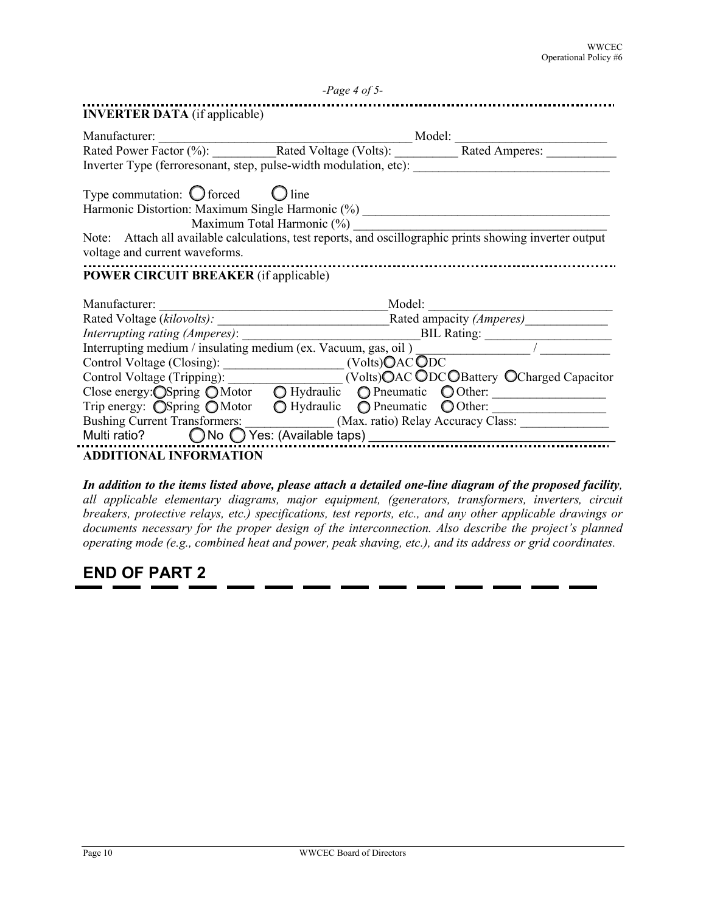-Page 4 of 5-

**INVERTER DATA** (if applicable)

Manufacturer: ________________________________________ Model: ________________________

Rated Power Factor (%): __________Rated Voltage (Volts): __________ Rated Amperes: ___________

Inverter Type (ferroresonant, step, pulse-width modulation, etc): _______________________________

Type commutation: ◯ forced ◯ line

Harmonic Distortion: Maximum Single Harmonic (%) ________________________________________

Maximum Total Harmonic (%) ________________________________________

Note: Attach all available calculations, test reports, and oscillographic prints showing inverter output voltage and current waveforms.

**POWER CIRCUIT BREAKER** (if applicable)

Manufacturer: ____________________________________Model: ____________________________

Rated Voltage (*kilovolts):* ____________________________Rated ampacity *(Amperes)*_____________

*Interrupting rating (Amperes)*: ____________________________BIL Rating: ____________________

Interrupting medium / insulating medium (ex. Vacuum, gas, oil ) _________________ / ___________

Control Voltage (Closing): ___________________ (Volts)◯AC ◯DC

Control Voltage (Tripping): __________________ (Volts)◯AC ◯DC ◯Battery ◯Charged Capacitor

Close energy:◯Spring ◯Motor ◯ Hydraulic ◯ Pneumatic ◯ Other: _________________

Trip energy: ◯Spring ◯Motor ◯ Hydraulic ◯ Pneumatic ◯ Other: _________________

Bushing Current Transformers: ______________ (Max. ratio) Relay Accuracy Class: ______________

Multi ratio? ◯No ◯ Yes: (Available taps) ___________________________________

**ADDITIONAL INFORMATION**

***In addition to the items listed above, please attach a detailed one-line diagram of the proposed facility****, all applicable elementary diagrams, major equipment, (generators, transformers, inverters, circuit breakers, protective relays, etc.) specifications, test reports, etc., and any other applicable drawings or documents necessary for the proper design of the interconnection. Also describe the project's planned operating mode (e.g., combined heat and power, peak shaving, etc.), and its address or grid coordinates.*

## END OF PART 2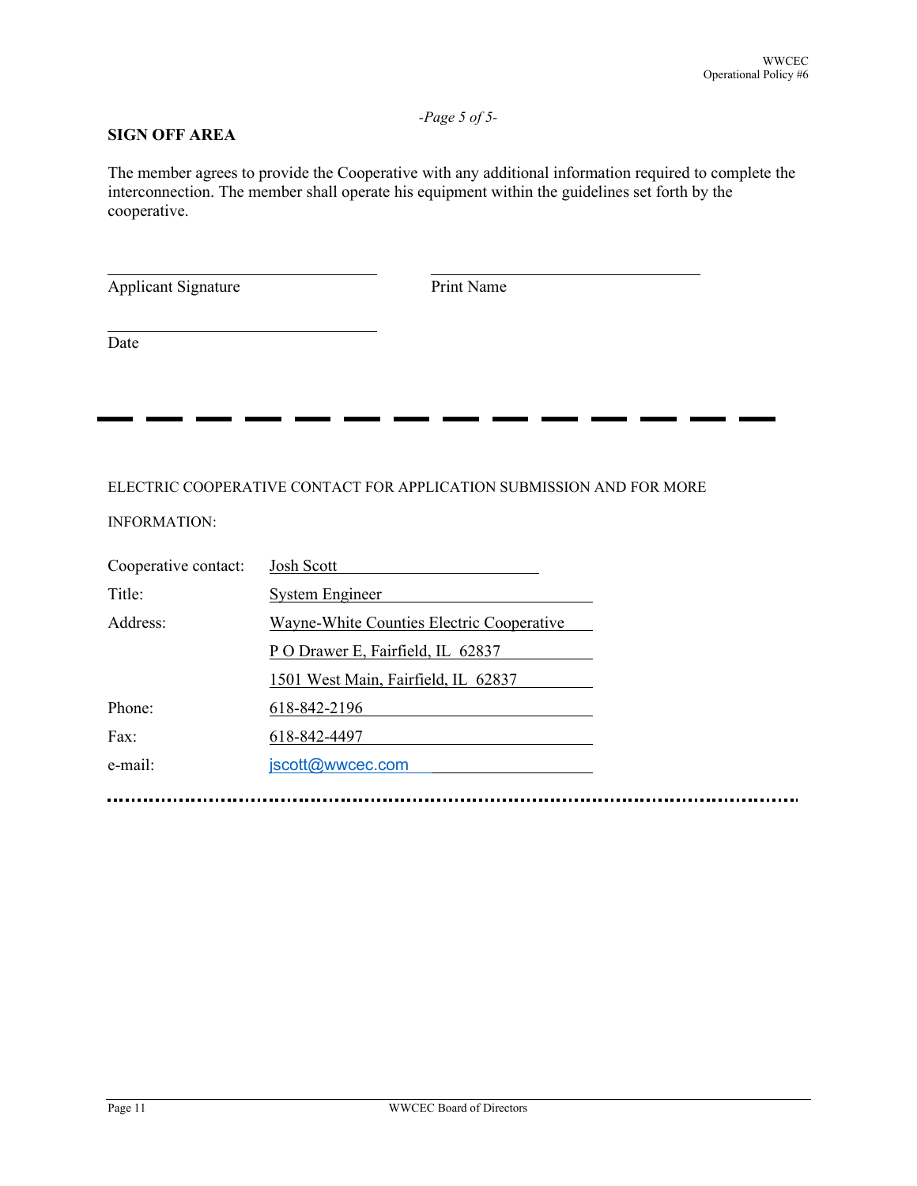*-Page 5 of 5-*

**SIGN OFF AREA**

The member agrees to provide the Cooperative with any additional information required to complete the interconnection. The member shall operate his equipment within the guidelines set forth by the cooperative.

\_\_\_\_\_\_\_\_\_\_\_\_\_\_\_\_\_\_\_\_\_\_\_\_\_\_\_\_\_\_ \_\_\_\_\_\_\_\_\_\_\_\_\_\_\_\_\_\_\_\_\_\_\_\_\_\_\_\_\_\_

Applicant Signature Print Name

\_\_\_\_\_\_\_\_\_\_\_\_\_\_\_\_\_\_\_\_\_\_\_\_\_\_\_\_\_\_

Date

---

ELECTRIC COOPERATIVE CONTACT FOR APPLICATION SUBMISSION AND FOR MORE INFORMATION:

| | |
|---|---|
| Cooperative contact: | Josh Scott |
| Title: | System Engineer |
| Address: | Wayne-White Counties Electric Cooperative |
| | P O Drawer E, Fairfield, IL 62837 |
| | 1501 West Main, Fairfield, IL 62837 |
| Phone: | 618-842-2196 |
| Fax: | 618-842-4497 |
| e-mail: | jscott@wwcec.com |